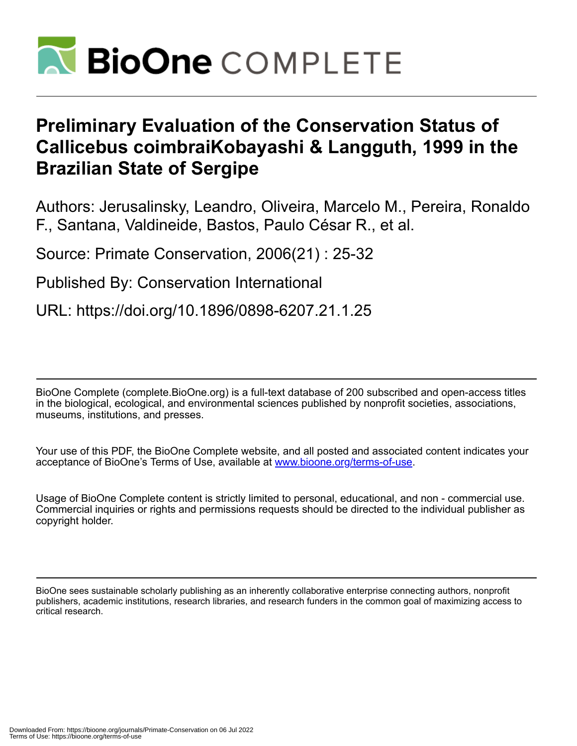# Preliminary Evaluation of the Conservation Status of Callicebus coimbraiKobayashi & Langguth, 1999 in the Brazilian State of Sergipe

Authors: Jerusalinsky, Leandro, Oliveira, Marcelo M., Pereira, Ronaldo F., Santana, Valdineide, Bastos, Paulo César R., et al.

Source: Primate Conservation, 2006(21) : 25-32

Published By: Conservation International

URL: https://doi.org/10.1896/0898-6207.21.1.25

---

BioOne Complete (complete.BioOne.org) is a full-text database of 200 subscribed and open-access titles in the biological, ecological, and environmental sciences published by nonprofit societies, associations, museums, institutions, and presses.

Your use of this PDF, the BioOne Complete website, and all posted and associated content indicates your acceptance of BioOne's Terms of Use, available at www.bioone.org/terms-of-use.

Usage of BioOne Complete content is strictly limited to personal, educational, and non - commercial use. Commercial inquiries or rights and permissions requests should be directed to the individual publisher as copyright holder.

---

BioOne sees sustainable scholarly publishing as an inherently collaborative enterprise connecting authors, nonprofit publishers, academic institutions, research libraries, and research funders in the common goal of maximizing access to critical research.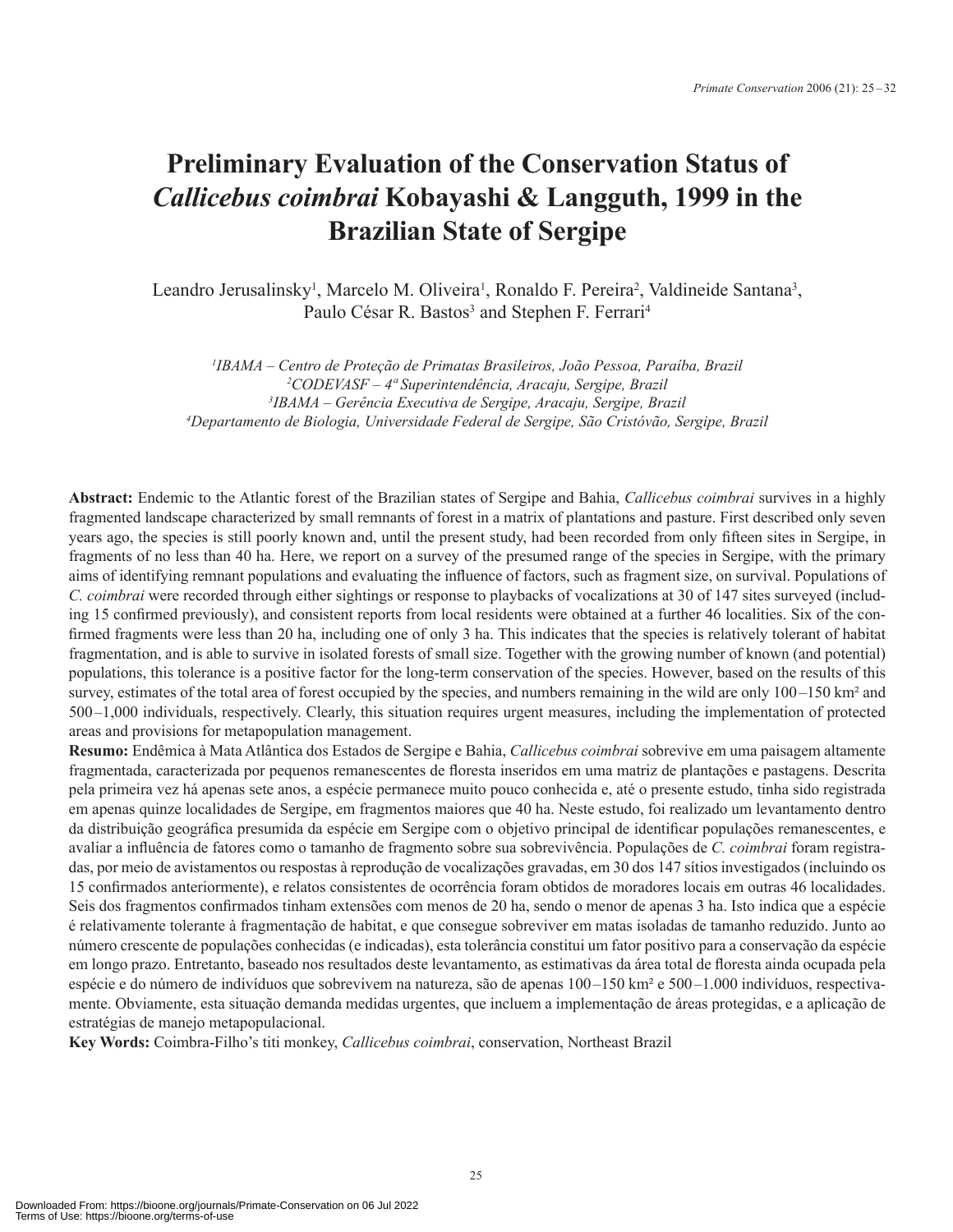# Preliminary Evaluation of the Conservation Status of *Callicebus coimbrai* Kobayashi & Langguth, 1999 in the Brazilian State of Sergipe

Leandro Jerusalinsky[1], Marcelo M. Oliveira[1], Ronaldo F. Pereira[2], Valdineide Santana[3], Paulo César R. Bastos[3] and Stephen F. Ferrari[4]

[1]*IBAMA – Centro de Proteção de Primatas Brasileiros, João Pessoa, Paraíba, Brazil*
[2]*CODEVASF – 4ª Superintendência, Aracaju, Sergipe, Brazil*
[3]*IBAMA – Gerência Executiva de Sergipe, Aracaju, Sergipe, Brazil*
[4]*Departamento de Biologia, Universidade Federal de Sergipe, São Cristóvão, Sergipe, Brazil*

**Abstract:** Endemic to the Atlantic forest of the Brazilian states of Sergipe and Bahia, *Callicebus coimbrai* survives in a highly fragmented landscape characterized by small remnants of forest in a matrix of plantations and pasture. First described only seven years ago, the species is still poorly known and, until the present study, had been recorded from only fifteen sites in Sergipe, in fragments of no less than 40 ha. Here, we report on a survey of the presumed range of the species in Sergipe, with the primary aims of identifying remnant populations and evaluating the influence of factors, such as fragment size, on survival. Populations of *C. coimbrai* were recorded through either sightings or response to playbacks of vocalizations at 30 of 147 sites surveyed (including 15 confirmed previously), and consistent reports from local residents were obtained at a further 46 localities. Six of the confirmed fragments were less than 20 ha, including one of only 3 ha. This indicates that the species is relatively tolerant of habitat fragmentation, and is able to survive in isolated forests of small size. Together with the growing number of known (and potential) populations, this tolerance is a positive factor for the long-term conservation of the species. However, based on the results of this survey, estimates of the total area of forest occupied by the species, and numbers remaining in the wild are only 100–150 km² and 500–1,000 individuals, respectively. Clearly, this situation requires urgent measures, including the implementation of protected areas and provisions for metapopulation management.

**Resumo:** Endêmica à Mata Atlântica dos Estados de Sergipe e Bahia, *Callicebus coimbrai* sobrevive em uma paisagem altamente fragmentada, caracterizada por pequenos remanescentes de floresta inseridos em uma matriz de plantações e pastagens. Descrita pela primeira vez há apenas sete anos, a espécie permanece muito pouco conhecida e, até o presente estudo, tinha sido registrada em apenas quinze localidades de Sergipe, em fragmentos maiores que 40 ha. Neste estudo, foi realizado um levantamento dentro da distribuição geográfica presumida da espécie em Sergipe com o objetivo principal de identificar populações remanescentes, e avaliar a influência de fatores como o tamanho de fragmento sobre sua sobrevivência. Populações de *C. coimbrai* foram registradas, por meio de avistamentos ou respostas à reprodução de vocalizações gravadas, em 30 dos 147 sítios investigados (incluindo os 15 confirmados anteriormente), e relatos consistentes de ocorrência foram obtidos de moradores locais em outras 46 localidades. Seis dos fragmentos confirmados tinham extensões com menos de 20 ha, sendo o menor de apenas 3 ha. Isto indica que a espécie é relativamente tolerante à fragmentação de habitat, e que consegue sobreviver em matas isoladas de tamanho reduzido. Junto ao número crescente de populações conhecidas (e indicadas), esta tolerância constitui um fator positivo para a conservação da espécie em longo prazo. Entretanto, baseado nos resultados deste levantamento, as estimativas da área total de floresta ainda ocupada pela espécie e do número de indivíduos que sobrevivem na natureza, são de apenas 100–150 km² e 500–1.000 indivíduos, respectivamente. Obviamente, esta situação demanda medidas urgentes, que incluem a implementação de áreas protegidas, e a aplicação de estratégias de manejo metapopulacional.

**Key Words:** Coimbra-Filho's titi monkey, *Callicebus coimbrai*, conservation, Northeast Brazil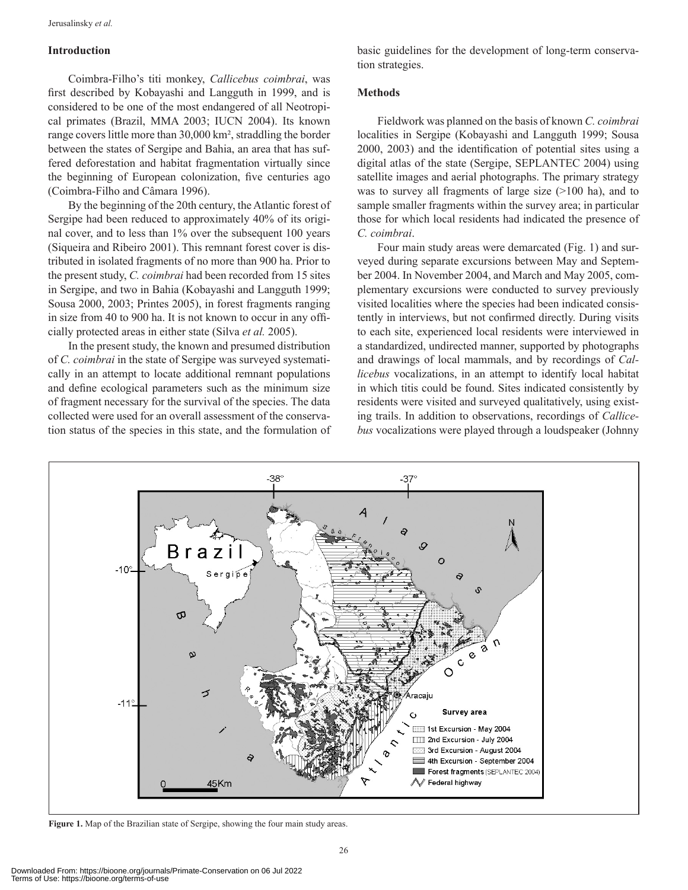## Introduction

Coimbra-Filho's titi monkey, *Callicebus coimbrai*, was first described by Kobayashi and Langguth in 1999, and is considered to be one of the most endangered of all Neotropical primates (Brazil, MMA 2003; IUCN 2004). Its known range covers little more than 30,000 km², straddling the border between the states of Sergipe and Bahia, an area that has suffered deforestation and habitat fragmentation virtually since the beginning of European colonization, five centuries ago (Coimbra-Filho and Câmara 1996).

By the beginning of the 20th century, the Atlantic forest of Sergipe had been reduced to approximately 40% of its original cover, and to less than 1% over the subsequent 100 years (Siqueira and Ribeiro 2001). This remnant forest cover is distributed in isolated fragments of no more than 900 ha. Prior to the present study, *C. coimbrai* had been recorded from 15 sites in Sergipe, and two in Bahia (Kobayashi and Langguth 1999; Sousa 2000, 2003; Printes 2005), in forest fragments ranging in size from 40 to 900 ha. It is not known to occur in any officially protected areas in either state (Silva *et al.* 2005).

In the present study, the known and presumed distribution of *C. coimbrai* in the state of Sergipe was surveyed systematically in an attempt to locate additional remnant populations and define ecological parameters such as the minimum size of fragment necessary for the survival of the species. The data collected were used for an overall assessment of the conservation status of the species in this state, and the formulation of basic guidelines for the development of long-term conservation strategies.

## Methods

Fieldwork was planned on the basis of known *C. coimbrai* localities in Sergipe (Kobayashi and Langguth 1999; Sousa 2000, 2003) and the identification of potential sites using a digital atlas of the state (Sergipe, SEPLANTEC 2004) using satellite images and aerial photographs. The primary strategy was to survey all fragments of large size (>100 ha), and to sample smaller fragments within the survey area; in particular those for which local residents had indicated the presence of *C. coimbrai*.

Four main study areas were demarcated (Fig. 1) and surveyed during separate excursions between May and September 2004. In November 2004, and March and May 2005, complementary excursions were conducted to survey previously visited localities where the species had been indicated consistently in interviews, but not confirmed directly. During visits to each site, experienced local residents were interviewed in a standardized, undirected manner, supported by photographs and drawings of local mammals, and by recordings of *Callicebus* vocalizations, in an attempt to identify local habitat in which titis could be found. Sites indicated consistently by residents were visited and surveyed qualitatively, using existing trails. In addition to observations, recordings of *Callicebus* vocalizations were played through a loudspeaker (Johnny

**Figure 1.** Map of the Brazilian state of Sergipe, showing the four main study areas.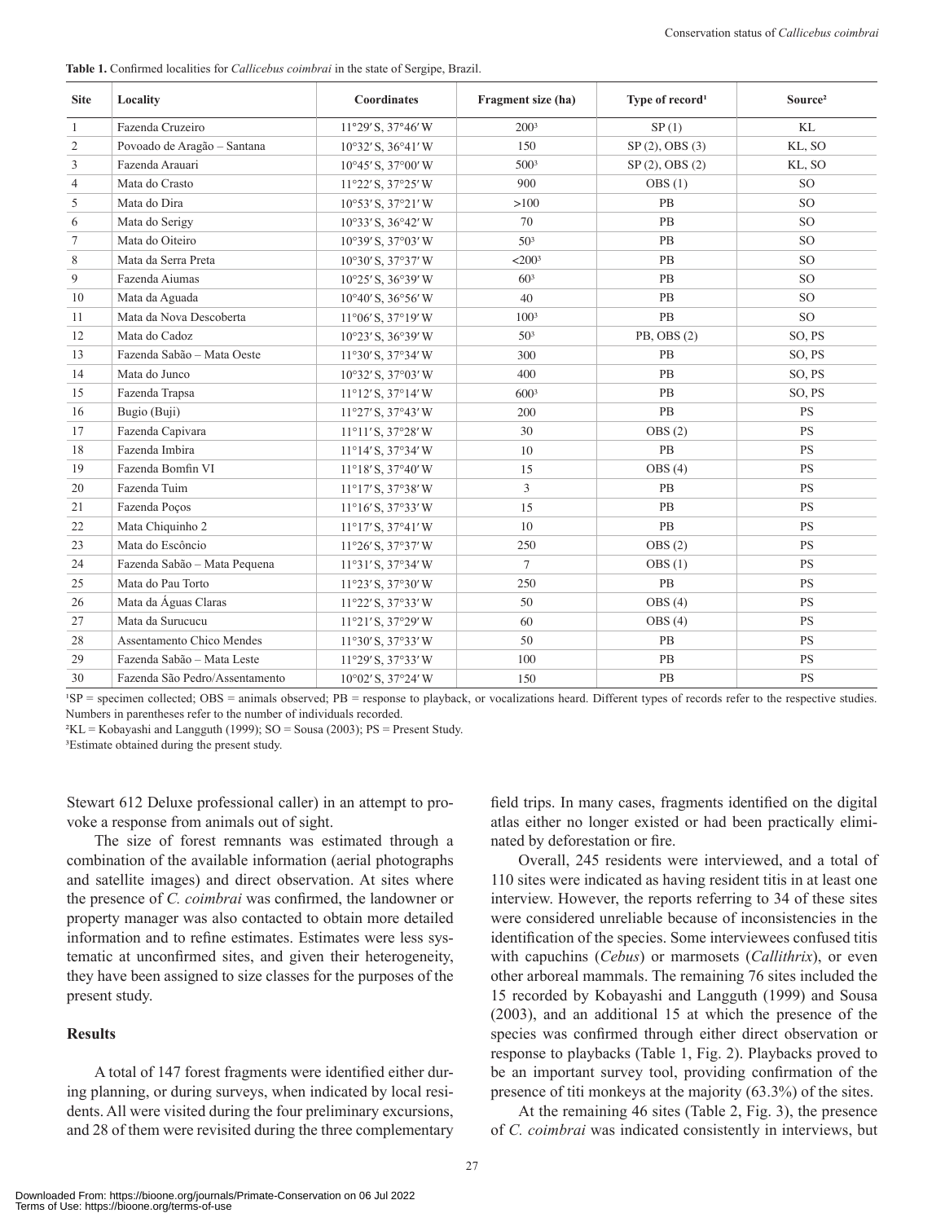**Table 1.** Confirmed localities for *Callicebus coimbrai* in the state of Sergipe, Brazil.

| Site | Locality | Coordinates | Fragment size (ha) | Type of record[1] | Source[2] |
|---|---|---|---|---|---|
| 1 | Fazenda Cruzeiro | 11°29′ S, 37°46′ W | 200[3] | SP (1) | KL |
| 2 | Povoado de Aragão – Santana | 10°32′ S, 36°41′ W | 150 | SP (2), OBS (3) | KL, SO |
| 3 | Fazenda Arauari | 10°45′ S, 37°00′ W | 500[3] | SP (2), OBS (2) | KL, SO |
| 4 | Mata do Crasto | 11°22′ S, 37°25′ W | 900 | OBS (1) | SO |
| 5 | Mata do Dira | 10°53′ S, 37°21′ W | >100 | PB | SO |
| 6 | Mata do Serigy | 10°33′ S, 36°42′ W | 70 | PB | SO |
| 7 | Mata do Oiteiro | 10°39′ S, 37°03′ W | 50[3] | PB | SO |
| 8 | Mata da Serra Preta | 10°30′ S, 37°37′ W | <200[3] | PB | SO |
| 9 | Fazenda Aiumas | 10°25′ S, 36°39′ W | 60[3] | PB | SO |
| 10 | Mata da Aguada | 10°40′ S, 36°56′ W | 40 | PB | SO |
| 11 | Mata da Nova Descoberta | 11°06′ S, 37°19′ W | 100[3] | PB | SO |
| 12 | Mata do Cadoz | 10°23′ S, 36°39′ W | 50[3] | PB, OBS (2) | SO, PS |
| 13 | Fazenda Sabão – Mata Oeste | 11°30′ S, 37°34′ W | 300 | PB | SO, PS |
| 14 | Mata do Junco | 10°32′ S, 37°03′ W | 400 | PB | SO, PS |
| 15 | Fazenda Trapsa | 11°12′ S, 37°14′ W | 600[3] | PB | SO, PS |
| 16 | Bugio (Buji) | 11°27′ S, 37°43′ W | 200 | PB | PS |
| 17 | Fazenda Capivara | 11°11′ S, 37°28′ W | 30 | OBS (2) | PS |
| 18 | Fazenda Imbira | 11°14′ S, 37°34′ W | 10 | PB | PS |
| 19 | Fazenda Bomfin VI | 11°18′ S, 37°40′ W | 15 | OBS (4) | PS |
| 20 | Fazenda Tuim | 11°17′ S, 37°38′ W | 3 | PB | PS |
| 21 | Fazenda Poços | 11°16′ S, 37°33′ W | 15 | PB | PS |
| 22 | Mata Chiquinho 2 | 11°17′ S, 37°41′ W | 10 | PB | PS |
| 23 | Mata do Escôncio | 11°26′ S, 37°37′ W | 250 | OBS (2) | PS |
| 24 | Fazenda Sabão – Mata Pequena | 11°31′ S, 37°34′ W | 7 | OBS (1) | PS |
| 25 | Mata do Pau Torto | 11°23′ S, 37°30′ W | 250 | PB | PS |
| 26 | Mata da Águas Claras | 11°22′ S, 37°33′ W | 50 | OBS (4) | PS |
| 27 | Mata da Surucucu | 11°21′ S, 37°29′ W | 60 | OBS (4) | PS |
| 28 | Assentamento Chico Mendes | 11°30′ S, 37°33′ W | 50 | PB | PS |
| 29 | Fazenda Sabão – Mata Leste | 11°29′ S, 37°33′ W | 100 | PB | PS |
| 30 | Fazenda São Pedro/Assentamento | 10°02′ S, 37°24′ W | 150 | PB | PS |

[1]SP = specimen collected; OBS = animals observed; PB = response to playback, or vocalizations heard. Different types of records refer to the respective studies. Numbers in parentheses refer to the number of individuals recorded.

[2]KL = Kobayashi and Langguth (1999); SO = Sousa (2003); PS = Present Study.

[3]Estimate obtained during the present study.

Stewart 612 Deluxe professional caller) in an attempt to provoke a response from animals out of sight.

The size of forest remnants was estimated through a combination of the available information (aerial photographs and satellite images) and direct observation. At sites where the presence of *C. coimbrai* was confirmed, the landowner or property manager was also contacted to obtain more detailed information and to refine estimates. Estimates were less systematic at unconfirmed sites, and given their heterogeneity, they have been assigned to size classes for the purposes of the present study.

## Results

A total of 147 forest fragments were identified either during planning, or during surveys, when indicated by local residents. All were visited during the four preliminary excursions, and 28 of them were revisited during the three complementary field trips. In many cases, fragments identified on the digital atlas either no longer existed or had been practically eliminated by deforestation or fire.

Overall, 245 residents were interviewed, and a total of 110 sites were indicated as having resident titis in at least one interview. However, the reports referring to 34 of these sites were considered unreliable because of inconsistencies in the identification of the species. Some interviewees confused titis with capuchins (*Cebus*) or marmosets (*Callithrix*), or even other arboreal mammals. The remaining 76 sites included the 15 recorded by Kobayashi and Langguth (1999) and Sousa (2003), and an additional 15 at which the presence of the species was confirmed through either direct observation or response to playbacks (Table 1, Fig. 2). Playbacks proved to be an important survey tool, providing confirmation of the presence of titi monkeys at the majority (63.3%) of the sites.

At the remaining 46 sites (Table 2, Fig. 3), the presence of *C. coimbrai* was indicated consistently in interviews, but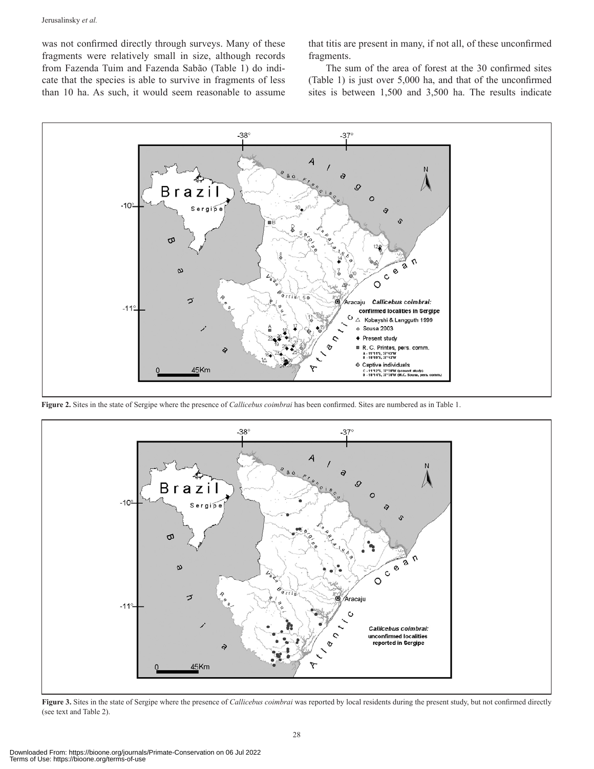was not confirmed directly through surveys. Many of these fragments were relatively small in size, although records from Fazenda Tuim and Fazenda Sabão (Table 1) do indicate that the species is able to survive in fragments of less than 10 ha. As such, it would seem reasonable to assume that titis are present in many, if not all, of these unconfirmed fragments.

The sum of the area of forest at the 30 confirmed sites (Table 1) is just over 5,000 ha, and that of the unconfirmed sites is between 1,500 and 3,500 ha. The results indicate

**Figure 2.** Sites in the state of Sergipe where the presence of *Callicebus coimbrai* has been confirmed. Sites are numbered as in Table 1.

**Figure 3.** Sites in the state of Sergipe where the presence of *Callicebus coimbrai* was reported by local residents during the present study, but not confirmed directly (see text and Table 2).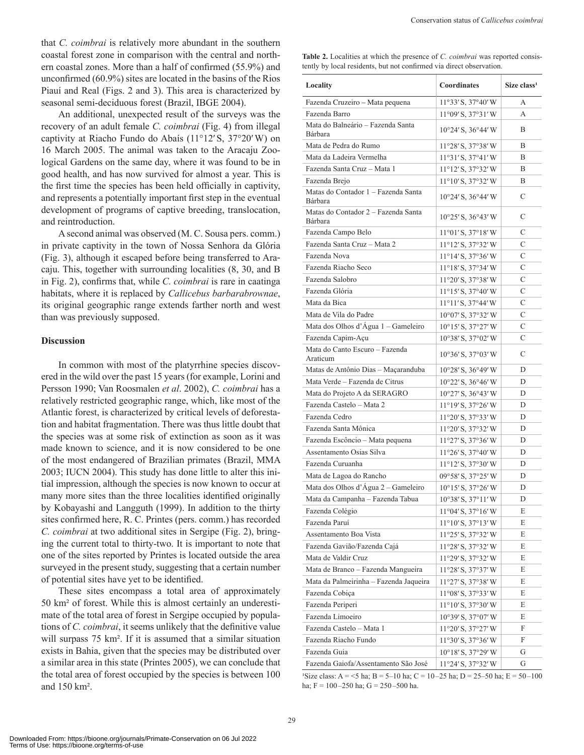that *C. coimbrai* is relatively more abundant in the southern coastal forest zone in comparison with the central and northern coastal zones. More than a half of confirmed (55.9%) and unconfirmed (60.9%) sites are located in the basins of the Rios Piauí and Real (Figs. 2 and 3). This area is characterized by seasonal semi-deciduous forest (Brazil, IBGE 2004).

An additional, unexpected result of the surveys was the recovery of an adult female *C. coimbrai* (Fig. 4) from illegal captivity at Riacho Fundo do Abaís (11°12′S, 37°20′W) on 16 March 2005. The animal was taken to the Aracaju Zoological Gardens on the same day, where it was found to be in good health, and has now survived for almost a year. This is the first time the species has been held officially in captivity, and represents a potentially important first step in the eventual development of programs of captive breeding, translocation, and reintroduction.

A second animal was observed (M. C. Sousa pers. comm.) in private captivity in the town of Nossa Senhora da Glória (Fig. 3), although it escaped before being transferred to Aracaju. This, together with surrounding localities (8, 30, and B in Fig. 2), confirms that, while *C. coimbrai* is rare in caatinga habitats, where it is replaced by *Callicebus barbarabrownae*, its original geographic range extends farther north and west than was previously supposed.

## Discussion

In common with most of the platyrrhine species discovered in the wild over the past 15 years (for example, Lorini and Persson 1990; Van Roosmalen *et al*. 2002), *C. coimbrai* has a relatively restricted geographic range, which, like most of the Atlantic forest, is characterized by critical levels of deforestation and habitat fragmentation. There was thus little doubt that the species was at some risk of extinction as soon as it was made known to science, and it is now considered to be one of the most endangered of Brazilian primates (Brazil, MMA 2003; IUCN 2004). This study has done little to alter this initial impression, although the species is now known to occur at many more sites than the three localities identified originally by Kobayashi and Langguth (1999). In addition to the thirty sites confirmed here, R. C. Printes (pers. comm.) has recorded *C. coimbrai* at two additional sites in Sergipe (Fig. 2), bringing the current total to thirty-two. It is important to note that one of the sites reported by Printes is located outside the area surveyed in the present study, suggesting that a certain number of potential sites have yet to be identified.

These sites encompass a total area of approximately 50 km² of forest. While this is almost certainly an underestimate of the total area of forest in Sergipe occupied by populations of *C. coimbrai*, it seems unlikely that the definitive value will surpass 75 km². If it is assumed that a similar situation exists in Bahia, given that the species may be distributed over a similar area in this state (Printes 2005), we can conclude that the total area of forest occupied by the species is between 100 and 150 km².

**Table 2.** Localities at which the presence of *C. coimbrai* was reported consistently by local residents, but not confirmed via direct observation.

| Locality | Coordinates | Size class[1] |
|---|---|---|
| Fazenda Cruzeiro – Mata pequena | 11°33′S, 37°40′W | A |
| Fazenda Barro | 11°09′S, 37°31′W | A |
| Mata do Balneário – Fazenda Santa Bárbara | 10°24′S, 36°44′W | B |
| Mata de Pedra do Rumo | 11°28′S, 37°38′W | B |
| Mata da Ladeira Vermelha | 11°31′S, 37°41′W | B |
| Fazenda Santa Cruz – Mata 1 | 11°12′S, 37°32′W | B |
| Fazenda Brejo | 11°10′S, 37°32′W | B |
| Matas do Contador 1 – Fazenda Santa Bárbara | 10°24′S, 36°44′W | C |
| Matas do Contador 2 – Fazenda Santa Bárbara | 10°25′S, 36°43′W | C |
| Fazenda Campo Belo | 11°01′S, 37°18′W | C |
| Fazenda Santa Cruz – Mata 2 | 11°12′S, 37°32′W | C |
| Fazenda Nova | 11°14′S, 37°36′W | C |
| Fazenda Riacho Seco | 11°18′S, 37°34′W | C |
| Fazenda Salobro | 11°20′S, 37°38′W | C |
| Fazenda Glória | 11°15′S, 37°40′W | C |
| Mata da Bica | 11°11′S, 37°44′W | C |
| Mata de Vila do Padre | 10°07′S, 37°32′W | C |
| Mata dos Olhos d'Água 1 – Gameleiro | 10°15′S, 37°27′W | C |
| Fazenda Capim-Açu | 10°38′S, 37°02′W | C |
| Mata do Canto Escuro – Fazenda Araticum | 10°36′S, 37°03′W | C |
| Matas de Antônio Dias – Maçaranduba | 10°28′S, 36°49′W | D |
| Mata Verde – Fazenda de Citrus | 10°22′S, 36°46′W | D |
| Mata do Projeto A da SERAGRO | 10°27′S, 36°43′W | D |
| Fazenda Castelo – Mata 2 | 11°19′S, 37°26′W | D |
| Fazenda Cedro | 11°20′S, 37°33′W | D |
| Fazenda Santa Mônica | 11°20′S, 37°32′W | D |
| Fazenda Escôncio – Mata pequena | 11°27′S, 37°36′W | D |
| Assentamento Osias Silva | 11°26′S, 37°40′W | D |
| Fazenda Curuanha | 11°12′S, 37°30′W | D |
| Mata de Lagoa do Rancho | 09°58′S, 37°25′W | D |
| Mata dos Olhos d'Água 2 – Gameleiro | 10°15′S, 37°26′W | D |
| Mata da Campanha – Fazenda Tabua | 10°38′S, 37°11′W | D |
| Fazenda Colégio | 11°04′S, 37°16′W | E |
| Fazenda Paruí | 11°10′S, 37°13′W | E |
| Assentamento Boa Vista | 11°25′S, 37°32′W | E |
| Fazenda Gavião/Fazenda Cajá | 11°28′S, 37°32′W | E |
| Mata de Valdir Cruz | 11°29′S, 37°32′W | E |
| Mata de Branco – Fazenda Mangueira | 11°28′S, 37°37′W | E |
| Mata da Palmeirinha – Fazenda Jaqueira | 11°27′S, 37°38′W | E |
| Fazenda Cobiça | 11°08′S, 37°33′W | E |
| Fazenda Periperi | 11°10′S, 37°30′W | E |
| Fazenda Limoeiro | 10°39′S, 37°07′W | E |
| Fazenda Castelo – Mata 1 | 11°20′S, 37°27′W | F |
| Fazenda Riacho Fundo | 11°30′S, 37°36′W | F |
| Fazenda Guia | 10°18′S, 37°29′W | G |
| Fazenda Gaiofa/Assentamento São José | 11°24′S, 37°32′W | G |

[1]Size class: A = <5 ha; B = 5–10 ha; C = 10–25 ha; D = 25–50 ha; E = 50–100 ha; F = 100–250 ha; G = 250–500 ha.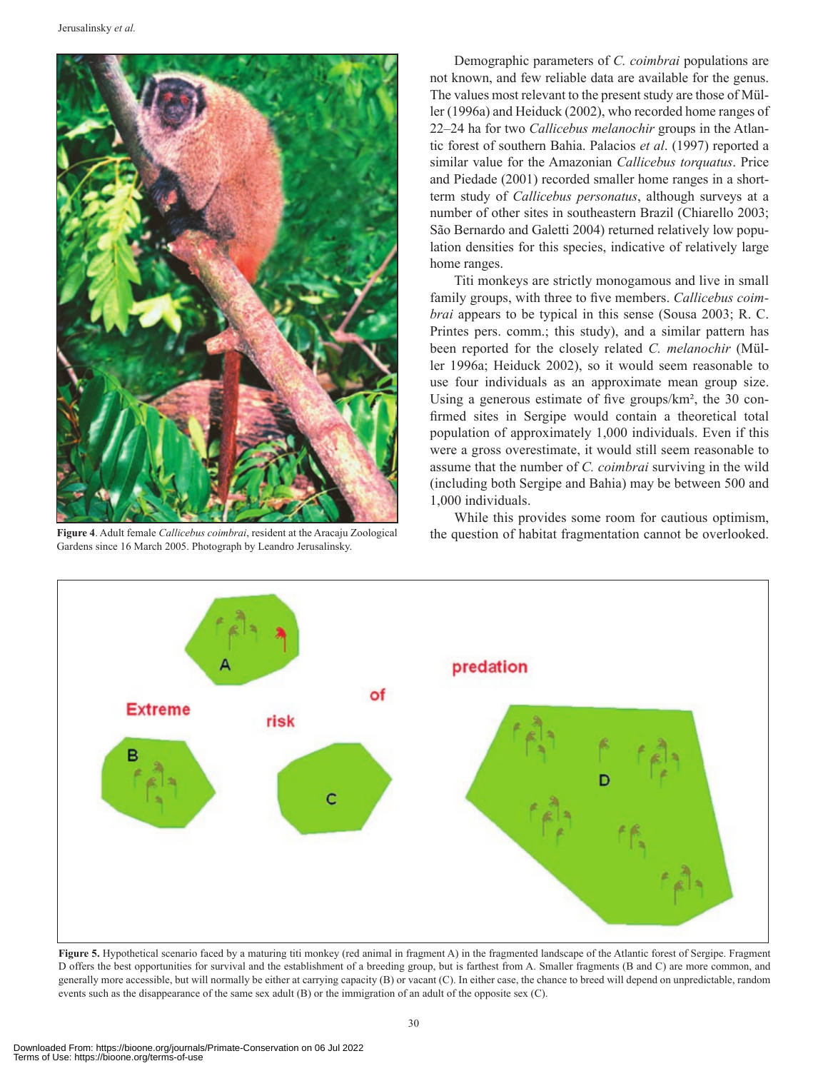Figure 4. Adult female *Callicebus coimbrai*, resident at the Aracaju Zoological Gardens since 16 March 2005. Photograph by Leandro Jerusalinsky.

Demographic parameters of *C. coimbrai* populations are not known, and few reliable data are available for the genus. The values most relevant to the present study are those of Müller (1996a) and Heiduck (2002), who recorded home ranges of 22–24 ha for two *Callicebus melanochir* groups in the Atlantic forest of southern Bahia. Palacios *et al*. (1997) reported a similar value for the Amazonian *Callicebus torquatus*. Price and Piedade (2001) recorded smaller home ranges in a short-term study of *Callicebus personatus*, although surveys at a number of other sites in southeastern Brazil (Chiarello 2003; São Bernardo and Galetti 2004) returned relatively low population densities for this species, indicative of relatively large home ranges.

Titi monkeys are strictly monogamous and live in small family groups, with three to five members. *Callicebus coimbrai* appears to be typical in this sense (Sousa 2003; R. C. Printes pers. comm.; this study), and a similar pattern has been reported for the closely related *C. melanochir* (Müller 1996a; Heiduck 2002), so it would seem reasonable to use four individuals as an approximate mean group size. Using a generous estimate of five groups/km², the 30 confirmed sites in Sergipe would contain a theoretical total population of approximately 1,000 individuals. Even if this were a gross overestimate, it would still seem reasonable to assume that the number of *C. coimbrai* surviving in the wild (including both Sergipe and Bahia) may be between 500 and 1,000 individuals.

While this provides some room for cautious optimism, the question of habitat fragmentation cannot be overlooked.

**Figure 5.** Hypothetical scenario faced by a maturing titi monkey (red animal in fragment A) in the fragmented landscape of the Atlantic forest of Sergipe. Fragment D offers the best opportunities for survival and the establishment of a breeding group, but is farthest from A. Smaller fragments (B and C) are more common, and generally more accessible, but will normally be either at carrying capacity (B) or vacant (C). In either case, the chance to breed will depend on unpredictable, random events such as the disappearance of the same sex adult (B) or the immigration of an adult of the opposite sex (C).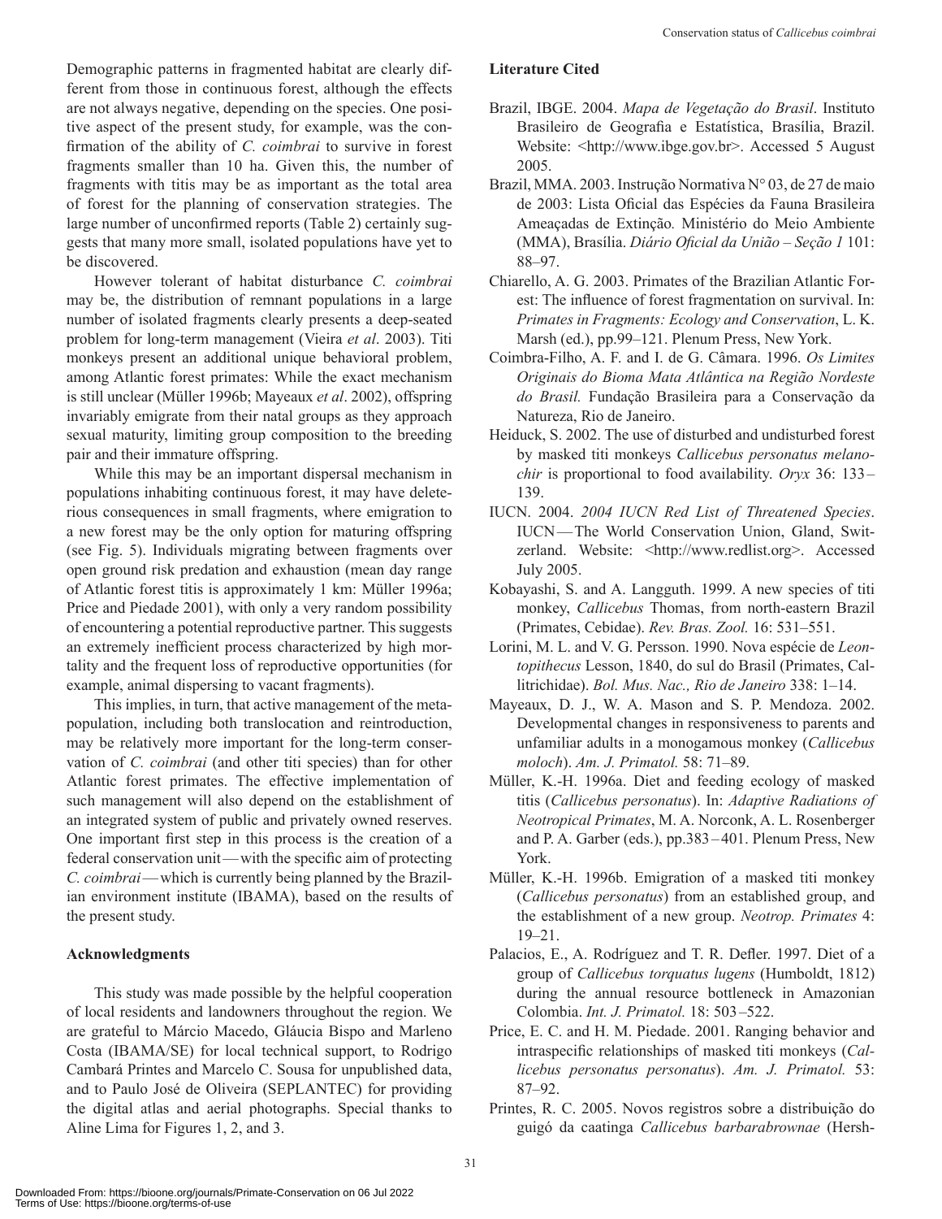Demographic patterns in fragmented habitat are clearly different from those in continuous forest, although the effects are not always negative, depending on the species. One positive aspect of the present study, for example, was the confirmation of the ability of *C. coimbrai* to survive in forest fragments smaller than 10 ha. Given this, the number of fragments with titis may be as important as the total area of forest for the planning of conservation strategies. The large number of unconfirmed reports (Table 2) certainly suggests that many more small, isolated populations have yet to be discovered.

However tolerant of habitat disturbance *C. coimbrai* may be, the distribution of remnant populations in a large number of isolated fragments clearly presents a deep-seated problem for long-term management (Vieira *et al*. 2003). Titi monkeys present an additional unique behavioral problem, among Atlantic forest primates: While the exact mechanism is still unclear (Müller 1996b; Mayeaux *et al*. 2002), offspring invariably emigrate from their natal groups as they approach sexual maturity, limiting group composition to the breeding pair and their immature offspring.

While this may be an important dispersal mechanism in populations inhabiting continuous forest, it may have deleterious consequences in small fragments, where emigration to a new forest may be the only option for maturing offspring (see Fig. 5). Individuals migrating between fragments over open ground risk predation and exhaustion (mean day range of Atlantic forest titis is approximately 1 km: Müller 1996a; Price and Piedade 2001), with only a very random possibility of encountering a potential reproductive partner. This suggests an extremely inefficient process characterized by high mortality and the frequent loss of reproductive opportunities (for example, animal dispersing to vacant fragments).

This implies, in turn, that active management of the metapopulation, including both translocation and reintroduction, may be relatively more important for the long-term conservation of *C. coimbrai* (and other titi species) than for other Atlantic forest primates. The effective implementation of such management will also depend on the establishment of an integrated system of public and privately owned reserves. One important first step in this process is the creation of a federal conservation unit — with the specific aim of protecting *C. coimbrai* — which is currently being planned by the Brazilian environment institute (IBAMA), based on the results of the present study.

## Acknowledgments

This study was made possible by the helpful cooperation of local residents and landowners throughout the region. We are grateful to Márcio Macedo, Gláucia Bispo and Marleno Costa (IBAMA/SE) for local technical support, to Rodrigo Cambará Printes and Marcelo C. Sousa for unpublished data, and to Paulo José de Oliveira (SEPLANTEC) for providing the digital atlas and aerial photographs. Special thanks to Aline Lima for Figures 1, 2, and 3.

## Literature Cited

Brazil, IBGE. 2004. *Mapa de Vegetação do Brasil*. Instituto Brasileiro de Geografia e Estatística, Brasília, Brazil. Website: <http://www.ibge.gov.br>. Accessed 5 August 2005.

Brazil, MMA. 2003. Instrução Normativa N° 03, de 27 de maio de 2003: Lista Oficial das Espécies da Fauna Brasileira Ameaçadas de Extinção*.* Ministério do Meio Ambiente (MMA), Brasília. *Diário Oficial da União – Seção 1* 101: 88–97.

Chiarello, A. G. 2003. Primates of the Brazilian Atlantic Forest: The influence of forest fragmentation on survival. In: *Primates in Fragments: Ecology and Conservation*, L. K. Marsh (ed.), pp.99–121. Plenum Press, New York.

Coimbra-Filho, A. F. and I. de G. Câmara. 1996. *Os Limites Originais do Bioma Mata Atlântica na Região Nordeste do Brasil.* Fundação Brasileira para a Conservação da Natureza, Rio de Janeiro.

Heiduck, S. 2002. The use of disturbed and undisturbed forest by masked titi monkeys *Callicebus personatus melanochir* is proportional to food availability. *Oryx* 36: 133–139.

IUCN. 2004. *2004 IUCN Red List of Threatened Species*. IUCN — The World Conservation Union, Gland, Switzerland. Website: <http://www.redlist.org>. Accessed July 2005.

Kobayashi, S. and A. Langguth. 1999. A new species of titi monkey, *Callicebus* Thomas, from north-eastern Brazil (Primates, Cebidae). *Rev. Bras. Zool.* 16: 531–551.

Lorini, M. L. and V. G. Persson. 1990. Nova espécie de *Leontopithecus* Lesson, 1840, do sul do Brasil (Primates, Callitrichidae). *Bol. Mus. Nac., Rio de Janeiro* 338: 1–14.

Mayeaux, D. J., W. A. Mason and S. P. Mendoza. 2002. Developmental changes in responsiveness to parents and unfamiliar adults in a monogamous monkey (*Callicebus moloch*). *Am. J. Primatol.* 58: 71–89.

Müller, K.-H. 1996a. Diet and feeding ecology of masked titis (*Callicebus personatus*). In: *Adaptive Radiations of Neotropical Primates*, M. A. Norconk, A. L. Rosenberger and P. A. Garber (eds.), pp.383–401. Plenum Press, New York.

Müller, K.-H. 1996b. Emigration of a masked titi monkey (*Callicebus personatus*) from an established group, and the establishment of a new group. *Neotrop. Primates* 4: 19–21.

Palacios, E., A. Rodríguez and T. R. Defler. 1997. Diet of a group of *Callicebus torquatus lugens* (Humboldt, 1812) during the annual resource bottleneck in Amazonian Colombia. *Int. J. Primatol.* 18: 503–522.

Price, E. C. and H. M. Piedade. 2001. Ranging behavior and intraspecific relationships of masked titi monkeys (*Callicebus personatus personatus*). *Am. J. Primatol.* 53: 87–92.

Printes, R. C. 2005. Novos registros sobre a distribuição do guigó da caatinga *Callicebus barbarabrownae* (Hersh-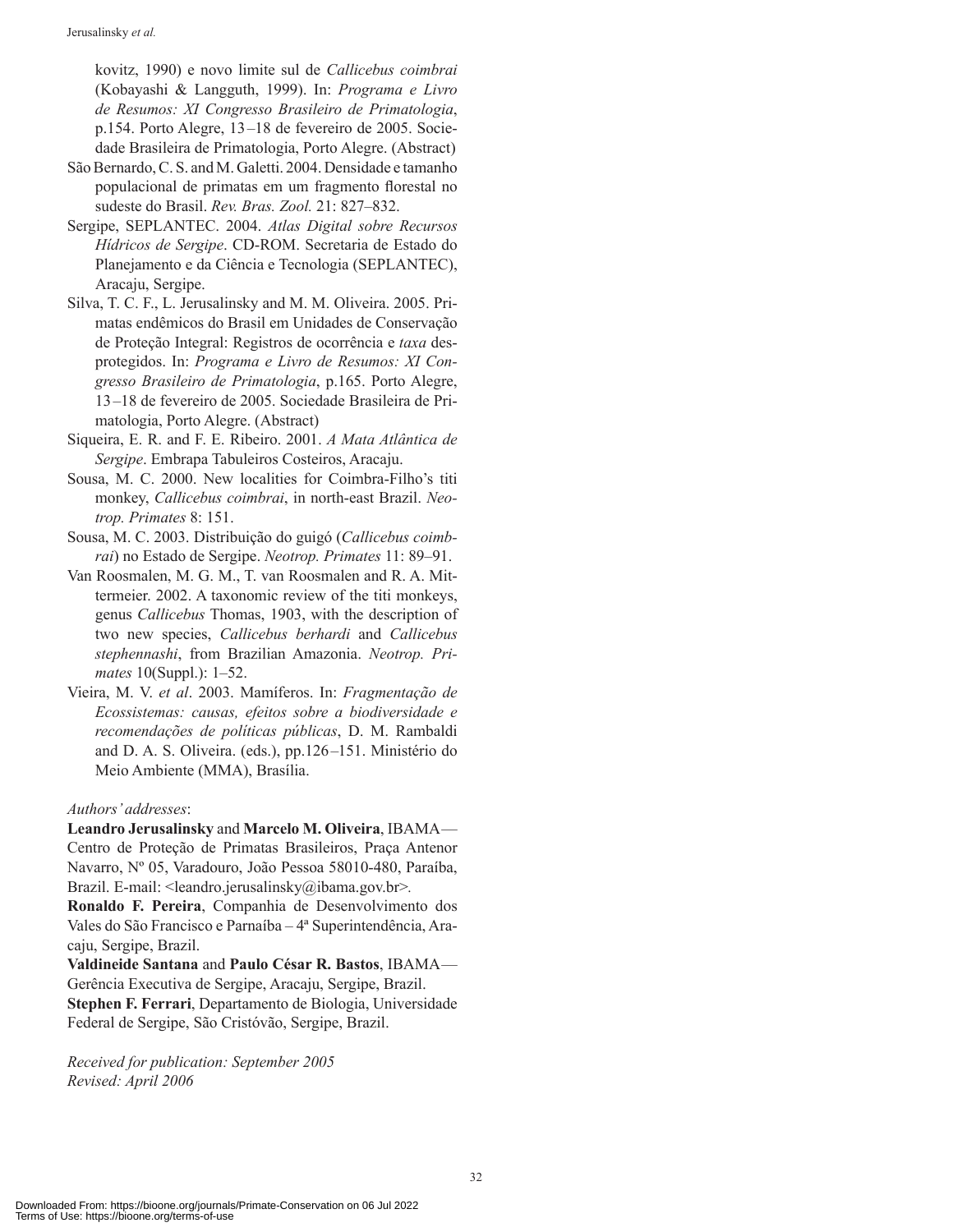kovitz, 1990) e novo limite sul de *Callicebus coimbrai* (Kobayashi & Langguth, 1999). In: *Programa e Livro de Resumos: XI Congresso Brasileiro de Primatologia*, p.154. Porto Alegre, 13–18 de fevereiro de 2005. Sociedade Brasileira de Primatologia, Porto Alegre. (Abstract)

São Bernardo, C. S. and M. Galetti. 2004. Densidade e tamanho populacional de primatas em um fragmento florestal no sudeste do Brasil. *Rev. Bras. Zool.* 21: 827–832.

Sergipe, SEPLANTEC. 2004. *Atlas Digital sobre Recursos Hídricos de Sergipe*. CD-ROM. Secretaria de Estado do Planejamento e da Ciência e Tecnologia (SEPLANTEC), Aracaju, Sergipe.

Silva, T. C. F., L. Jerusalinsky and M. M. Oliveira. 2005. Primatas endêmicos do Brasil em Unidades de Conservação de Proteção Integral: Registros de ocorrência e *taxa* desprotegidos. In: *Programa e Livro de Resumos: XI Congresso Brasileiro de Primatologia*, p.165. Porto Alegre, 13–18 de fevereiro de 2005. Sociedade Brasileira de Primatologia, Porto Alegre. (Abstract)

Siqueira, E. R. and F. E. Ribeiro. 2001. *A Mata Atlântica de Sergipe*. Embrapa Tabuleiros Costeiros, Aracaju.

Sousa, M. C. 2000. New localities for Coimbra-Filho's titi monkey, *Callicebus coimbrai*, in north-east Brazil. *Neotrop. Primates* 8: 151.

Sousa, M. C. 2003. Distribuição do guigó (*Callicebus coimbrai*) no Estado de Sergipe. *Neotrop. Primates* 11: 89–91.

Van Roosmalen, M. G. M., T. van Roosmalen and R. A. Mittermeier. 2002. A taxonomic review of the titi monkeys, genus *Callicebus* Thomas, 1903, with the description of two new species, *Callicebus berhardi* and *Callicebus stephennashi*, from Brazilian Amazonia. *Neotrop. Primates* 10(Suppl.): 1–52.

Vieira, M. V. *et al*. 2003. Mamíferos. In: *Fragmentação de Ecossistemas: causas, efeitos sobre a biodiversidade e recomendações de políticas públicas*, D. M. Rambaldi and D. A. S. Oliveira. (eds.), pp.126–151. Ministério do Meio Ambiente (MMA), Brasília.

*Authors' addresses*:

**Leandro Jerusalinsky** and **Marcelo M. Oliveira**, IBAMA—Centro de Proteção de Primatas Brasileiros, Praça Antenor Navarro, Nº 05, Varadouro, João Pessoa 58010-480, Paraíba, Brazil. E-mail: <leandro.jerusalinsky@ibama.gov.br>.

**Ronaldo F. Pereira**, Companhia de Desenvolvimento dos Vales do São Francisco e Parnaíba – 4ª Superintendência, Aracaju, Sergipe, Brazil.

**Valdineide Santana** and **Paulo César R. Bastos**, IBAMA—Gerência Executiva de Sergipe, Aracaju, Sergipe, Brazil.

**Stephen F. Ferrari**, Departamento de Biologia, Universidade Federal de Sergipe, São Cristóvão, Sergipe, Brazil.

*Received for publication: September 2005*
*Revised: April 2006*